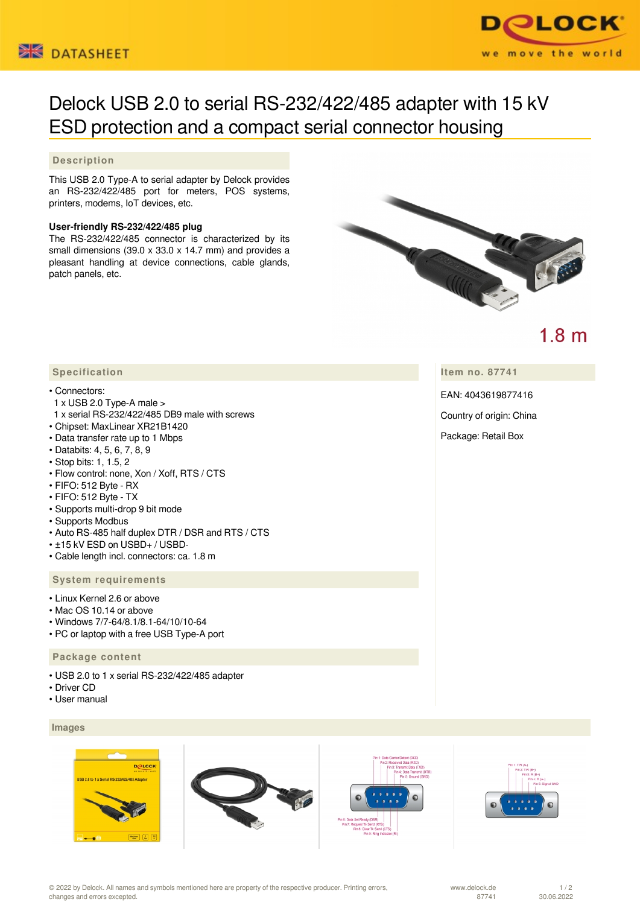DATASHEET

# Delock USB 2.0 to serial RS-232/422/485 adapter with 15 kV ESD protection and a compact serial connector housing

## Description

This USB 2.0 Type-A to serial adapter by Delock provides an RS-232/422/485 port for meters, POS systems, printers, modems, IoT devices, etc.

**User-friendly RS-232/422/485 plug**

The RS-232/422/485 connector is characterized by its small dimensions (39.0 x 33.0 x 14.7 mm) and provides a pleasant handling at device connections, cable glands, patch panels, etc.

1.8 m

## Specification

- Connectors:
  1 x USB 2.0 Type-A male >
  1 x serial RS-232/422/485 DB9 male with screws
- Chipset: MaxLinear XR21B1420
- Data transfer rate up to 1 Mbps
- Databits: 4, 5, 6, 7, 8, 9
- Stop bits: 1, 1.5, 2
- Flow control: none, Xon / Xoff, RTS / CTS
- FIFO: 512 Byte - RX
- FIFO: 512 Byte - TX
- Supports multi-drop 9 bit mode
- Supports Modbus
- Auto RS-485 half duplex DTR / DSR and RTS / CTS
- ±15 kV ESD on USBD+ / USBD-
- Cable length incl. connectors: ca. 1.8 m

## System requirements

- Linux Kernel 2.6 or above
- Mac OS 10.14 or above
- Windows 7/7-64/8.1/8.1-64/10/10-64
- PC or laptop with a free USB Type-A port

## Package content

- USB 2.0 to 1 x serial RS-232/422/485 adapter
- Driver CD
- User manual

## Item no. 87741

EAN: 4043619877416

Country of origin: China

Package: Retail Box

## Images

© 2022 by Delock. All names and symbols mentioned here are property of the respective producer. Printing errors, changes and errors excepted.

www.delock.de 87741 30.06.2022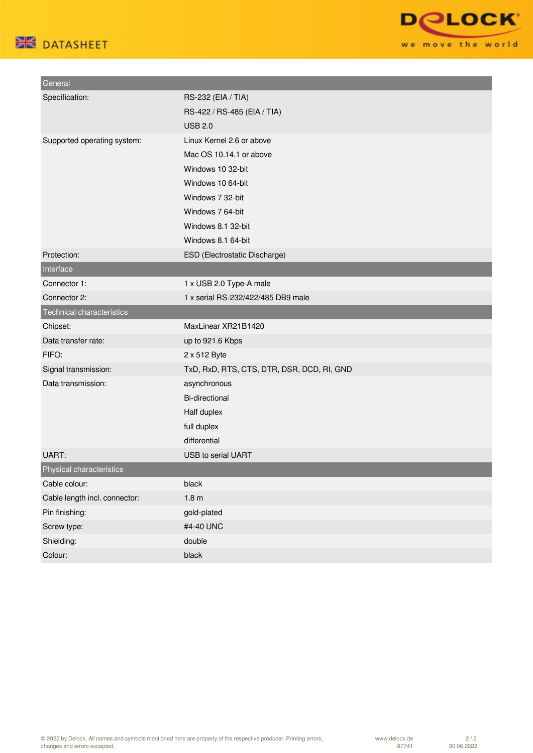| | |
|---|---|
| **General** | |
| Specification: | RS-232 (EIA / TIA)<br>RS-422 / RS-485 (EIA / TIA)<br>USB 2.0 |
| Supported operating system: | Linux Kernel 2.6 or above<br>Mac OS 10.14.1 or above<br>Windows 10 32-bit<br>Windows 10 64-bit<br>Windows 7 32-bit<br>Windows 7 64-bit<br>Windows 8.1 32-bit<br>Windows 8.1 64-bit |
| Protection: | ESD (Electrostatic Discharge) |
| **Interface** | |
| Connector 1: | 1 x USB 2.0 Type-A male |
| Connector 2: | 1 x serial RS-232/422/485 DB9 male |
| **Technical characteristics** | |
| Chipset: | MaxLinear XR21B1420 |
| Data transfer rate: | up to 921.6 Kbps |
| FIFO: | 2 x 512 Byte |
| Signal transmission: | TxD, RxD, RTS, CTS, DTR, DSR, DCD, RI, GND |
| Data transmission: | asynchronous<br>Bi-directional<br>Half duplex<br>full duplex<br>differential |
| UART: | USB to serial UART |
| **Physical characteristics** | |
| Cable colour: | black |
| Cable length incl. connector: | 1.8 m |
| Pin finishing: | gold-plated |
| Screw type: | #4-40 UNC |
| Shielding: | double |
| Colour: | black |

© 2022 by Delock. All names and symbols mentioned here are property of the respective producer. Printing errors, changes and errors excepted.

www.delock.de 87741 30.06.2022